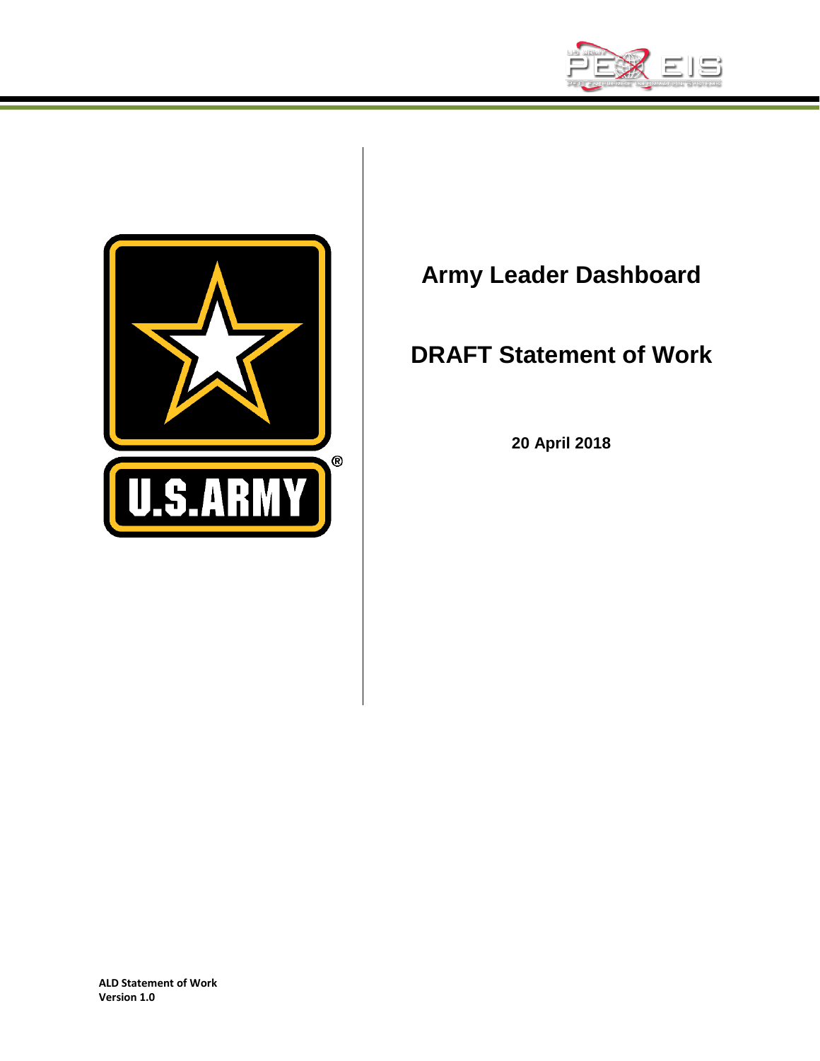# Army Leader Dashboard

# DRAFT Statement of Work

**20 April 2018**

**ALD Statement of Work**
**Version 1.0**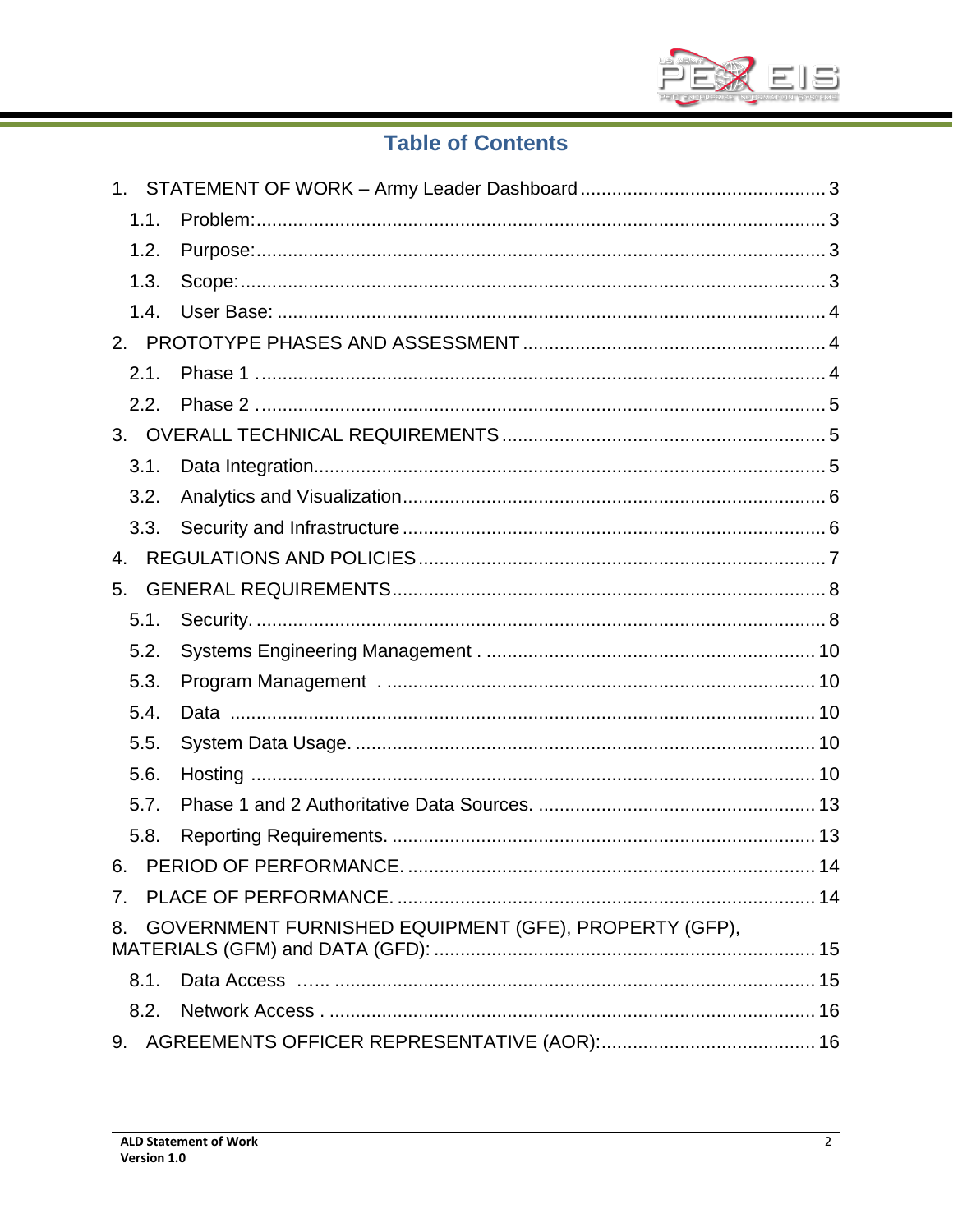## Table of Contents

1. STATEMENT OF WORK – Army Leader Dashboard ............................................. 3
    - 1.1. Problem: ............................................................................................. 3
    - 1.2. Purpose: ............................................................................................. 3
    - 1.3. Scope: ................................................................................................ 3
    - 1.4. User Base: ......................................................................................... 4
2. PROTOTYPE PHASES AND ASSESSMENT ......................................................... 4
    - 2.1. Phase 1 ............................................................................................. 4
    - 2.2. Phase 2 ............................................................................................. 5
3. OVERALL TECHNICAL REQUIREMENTS ............................................................. 5
    - 3.1. Data Integration .................................................................................. 5
    - 3.2. Analytics and Visualization ................................................................ 6
    - 3.3. Security and Infrastructure ................................................................ 6
4. REGULATIONS AND POLICIES .............................................................................. 7
5. GENERAL REQUIREMENTS ................................................................................... 8
    - 5.1. Security. ............................................................................................. 8
    - 5.2. Systems Engineering Management . ............................................... 10
    - 5.3. Program Management . .................................................................. 10
    - 5.4. Data ................................................................................................ 10
    - 5.5. System Data Usage. ........................................................................ 10
    - 5.6. Hosting ............................................................................................ 10
    - 5.7. Phase 1 and 2 Authoritative Data Sources. ..................................... 13
    - 5.8. Reporting Requirements. ................................................................. 13
6. PERIOD OF PERFORMANCE. .............................................................................. 14
7. PLACE OF PERFORMANCE. ................................................................................ 14
8. GOVERNMENT FURNISHED EQUIPMENT (GFE), PROPERTY (GFP), MATERIALS (GFM) and DATA (GFD): ......................................................................... 15
    - 8.1. Data Access …... ............................................................................. 15
    - 8.2. Network Access . ............................................................................. 16
9. AGREEMENTS OFFICER REPRESENTATIVE (AOR): ......................................... 16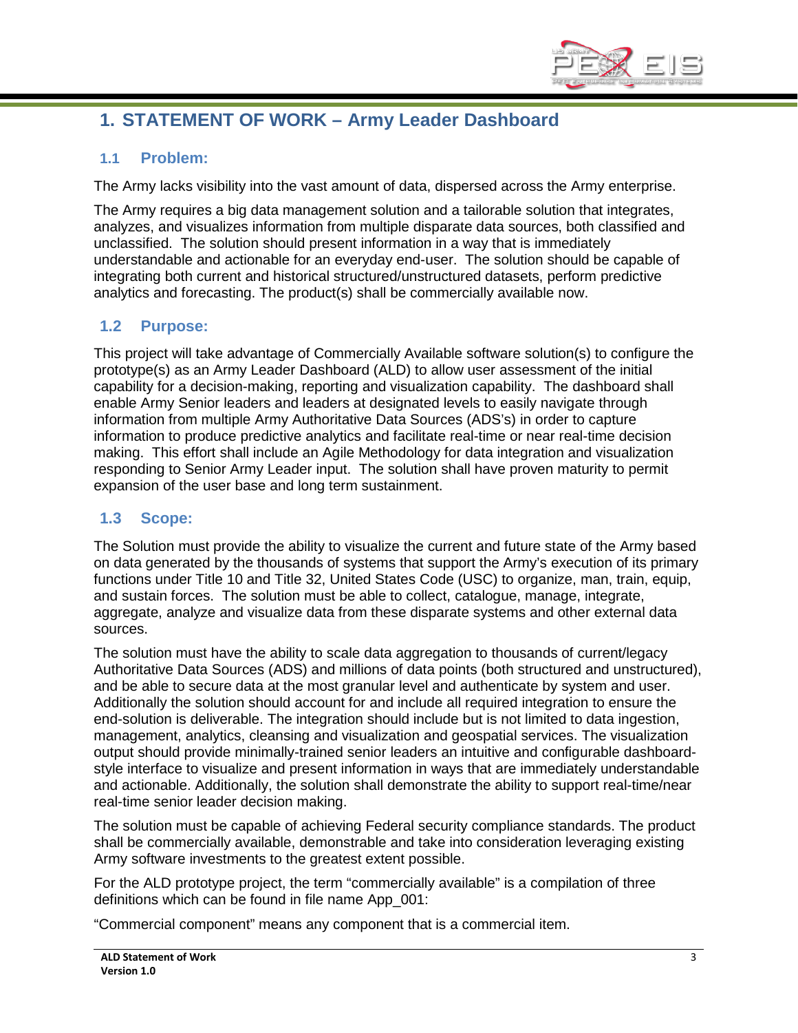# 1. STATEMENT OF WORK – Army Leader Dashboard

## 1.1 Problem:

The Army lacks visibility into the vast amount of data, dispersed across the Army enterprise.

The Army requires a big data management solution and a tailorable solution that integrates, analyzes, and visualizes information from multiple disparate data sources, both classified and unclassified. The solution should present information in a way that is immediately understandable and actionable for an everyday end-user. The solution should be capable of integrating both current and historical structured/unstructured datasets, perform predictive analytics and forecasting. The product(s) shall be commercially available now.

## 1.2 Purpose:

This project will take advantage of Commercially Available software solution(s) to configure the prototype(s) as an Army Leader Dashboard (ALD) to allow user assessment of the initial capability for a decision-making, reporting and visualization capability. The dashboard shall enable Army Senior leaders and leaders at designated levels to easily navigate through information from multiple Army Authoritative Data Sources (ADS's) in order to capture information to produce predictive analytics and facilitate real-time or near real-time decision making. This effort shall include an Agile Methodology for data integration and visualization responding to Senior Army Leader input. The solution shall have proven maturity to permit expansion of the user base and long term sustainment.

## 1.3 Scope:

The Solution must provide the ability to visualize the current and future state of the Army based on data generated by the thousands of systems that support the Army's execution of its primary functions under Title 10 and Title 32, United States Code (USC) to organize, man, train, equip, and sustain forces. The solution must be able to collect, catalogue, manage, integrate, aggregate, analyze and visualize data from these disparate systems and other external data sources.

The solution must have the ability to scale data aggregation to thousands of current/legacy Authoritative Data Sources (ADS) and millions of data points (both structured and unstructured), and be able to secure data at the most granular level and authenticate by system and user. Additionally the solution should account for and include all required integration to ensure the end-solution is deliverable. The integration should include but is not limited to data ingestion, management, analytics, cleansing and visualization and geospatial services. The visualization output should provide minimally-trained senior leaders an intuitive and configurable dashboard-style interface to visualize and present information in ways that are immediately understandable and actionable. Additionally, the solution shall demonstrate the ability to support real-time/near real-time senior leader decision making.

The solution must be capable of achieving Federal security compliance standards. The product shall be commercially available, demonstrable and take into consideration leveraging existing Army software investments to the greatest extent possible.

For the ALD prototype project, the term "commercially available" is a compilation of three definitions which can be found in file name App_001:

"Commercial component" means any component that is a commercial item.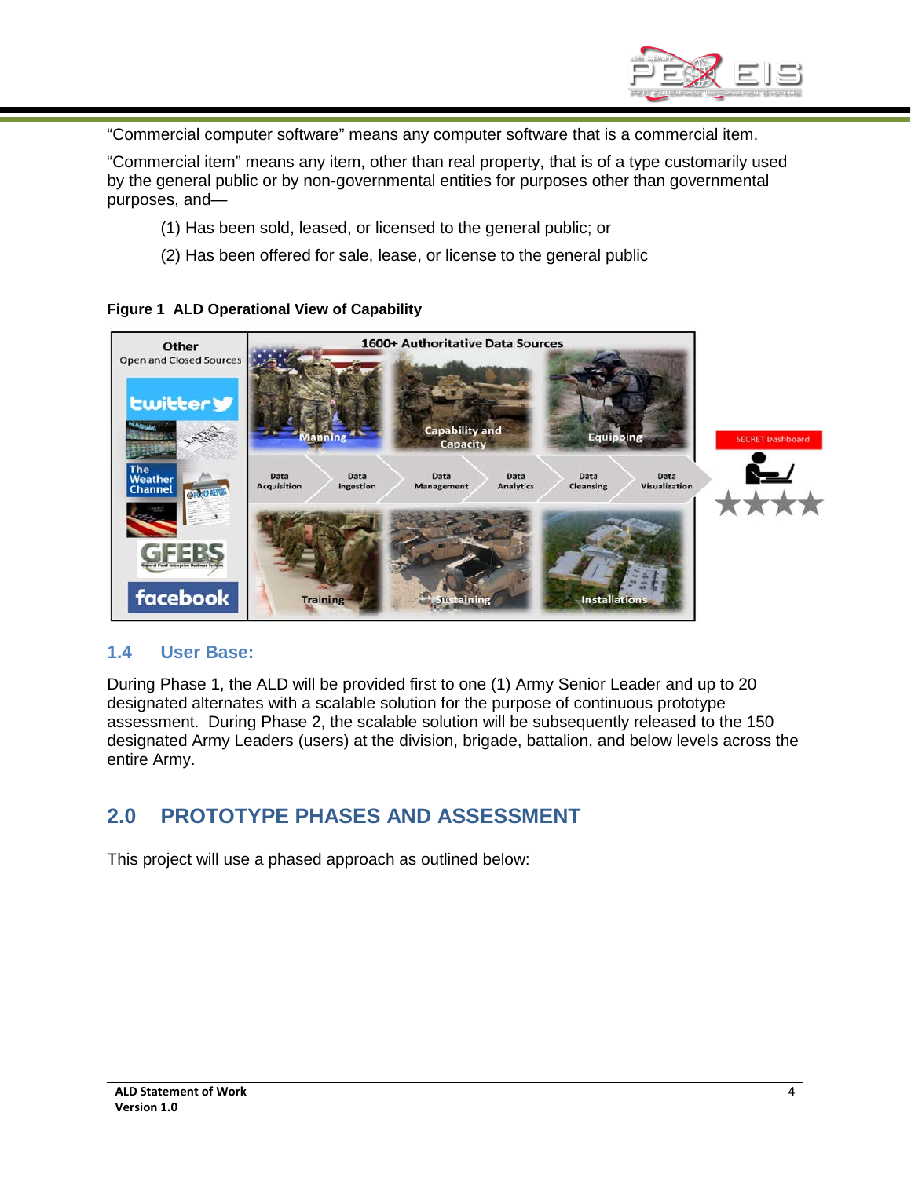“Commercial computer software” means any computer software that is a commercial item.

“Commercial item” means any item, other than real property, that is of a type customarily used by the general public or by non-governmental entities for purposes other than governmental purposes, and—

(1) Has been sold, leased, or licensed to the general public; or

(2) Has been offered for sale, lease, or license to the general public

**Figure 1 ALD Operational View of Capability**

## 1.4 User Base:

During Phase 1, the ALD will be provided first to one (1) Army Senior Leader and up to 20 designated alternates with a scalable solution for the purpose of continuous prototype assessment. During Phase 2, the scalable solution will be subsequently released to the 150 designated Army Leaders (users) at the division, brigade, battalion, and below levels across the entire Army.

# 2.0 PROTOTYPE PHASES AND ASSESSMENT

This project will use a phased approach as outlined below: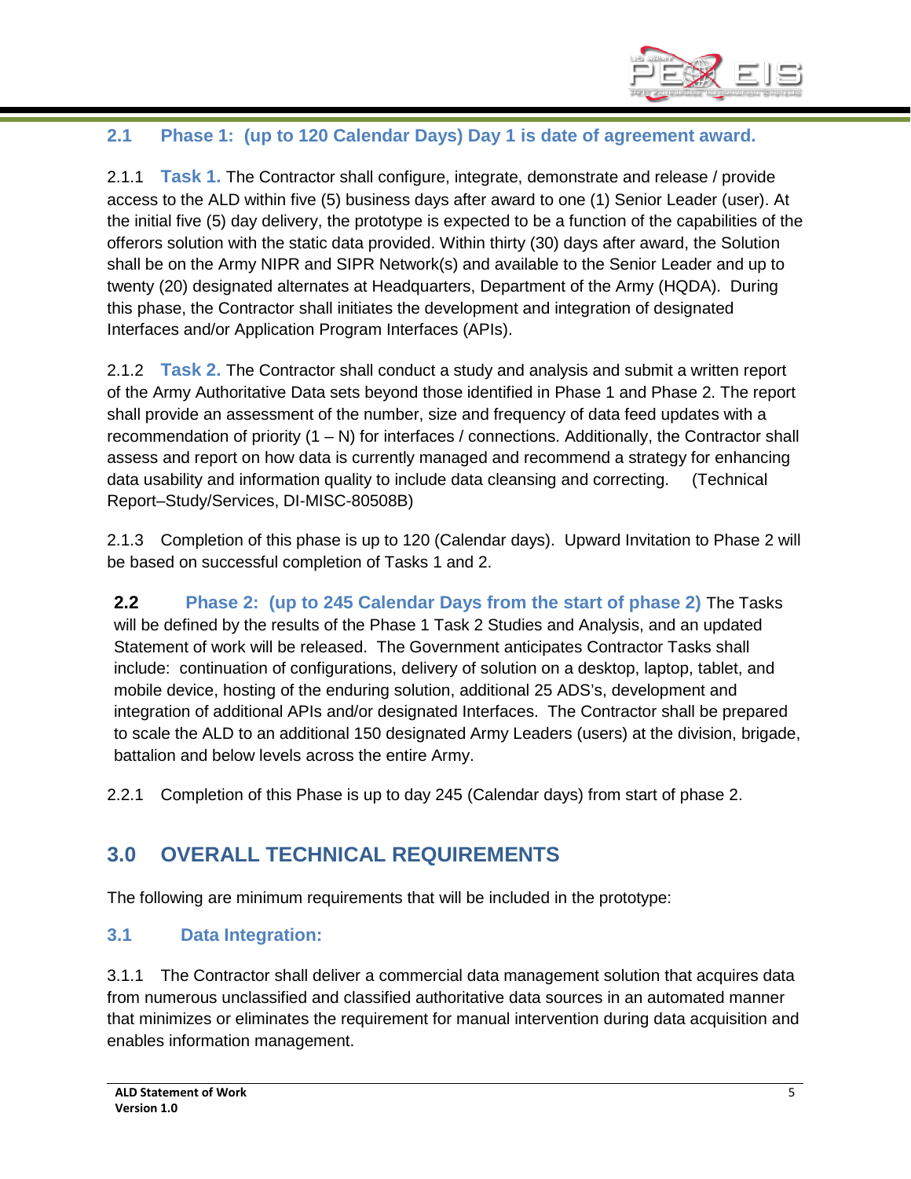### 2.1 Phase 1: (up to 120 Calendar Days) Day 1 is date of agreement award.

2.1.1 **Task 1.** The Contractor shall configure, integrate, demonstrate and release / provide access to the ALD within five (5) business days after award to one (1) Senior Leader (user). At the initial five (5) day delivery, the prototype is expected to be a function of the capabilities of the offerors solution with the static data provided. Within thirty (30) days after award, the Solution shall be on the Army NIPR and SIPR Network(s) and available to the Senior Leader and up to twenty (20) designated alternates at Headquarters, Department of the Army (HQDA). During this phase, the Contractor shall initiates the development and integration of designated Interfaces and/or Application Program Interfaces (APIs).

2.1.2 **Task 2.** The Contractor shall conduct a study and analysis and submit a written report of the Army Authoritative Data sets beyond those identified in Phase 1 and Phase 2. The report shall provide an assessment of the number, size and frequency of data feed updates with a recommendation of priority (1 – N) for interfaces / connections. Additionally, the Contractor shall assess and report on how data is currently managed and recommend a strategy for enhancing data usability and information quality to include data cleansing and correcting. (Technical Report–Study/Services, DI-MISC-80508B)

2.1.3 Completion of this phase is up to 120 (Calendar days). Upward Invitation to Phase 2 will be based on successful completion of Tasks 1 and 2.

### 2.2 Phase 2: (up to 245 Calendar Days from the start of phase 2)

The Tasks will be defined by the results of the Phase 1 Task 2 Studies and Analysis, and an updated Statement of work will be released. The Government anticipates Contractor Tasks shall include: continuation of configurations, delivery of solution on a desktop, laptop, tablet, and mobile device, hosting of the enduring solution, additional 25 ADS's, development and integration of additional APIs and/or designated Interfaces. The Contractor shall be prepared to scale the ALD to an additional 150 designated Army Leaders (users) at the division, brigade, battalion and below levels across the entire Army.

2.2.1 Completion of this Phase is up to day 245 (Calendar days) from start of phase 2.

## 3.0 OVERALL TECHNICAL REQUIREMENTS

The following are minimum requirements that will be included in the prototype:

### 3.1 Data Integration:

3.1.1 The Contractor shall deliver a commercial data management solution that acquires data from numerous unclassified and classified authoritative data sources in an automated manner that minimizes or eliminates the requirement for manual intervention during data acquisition and enables information management.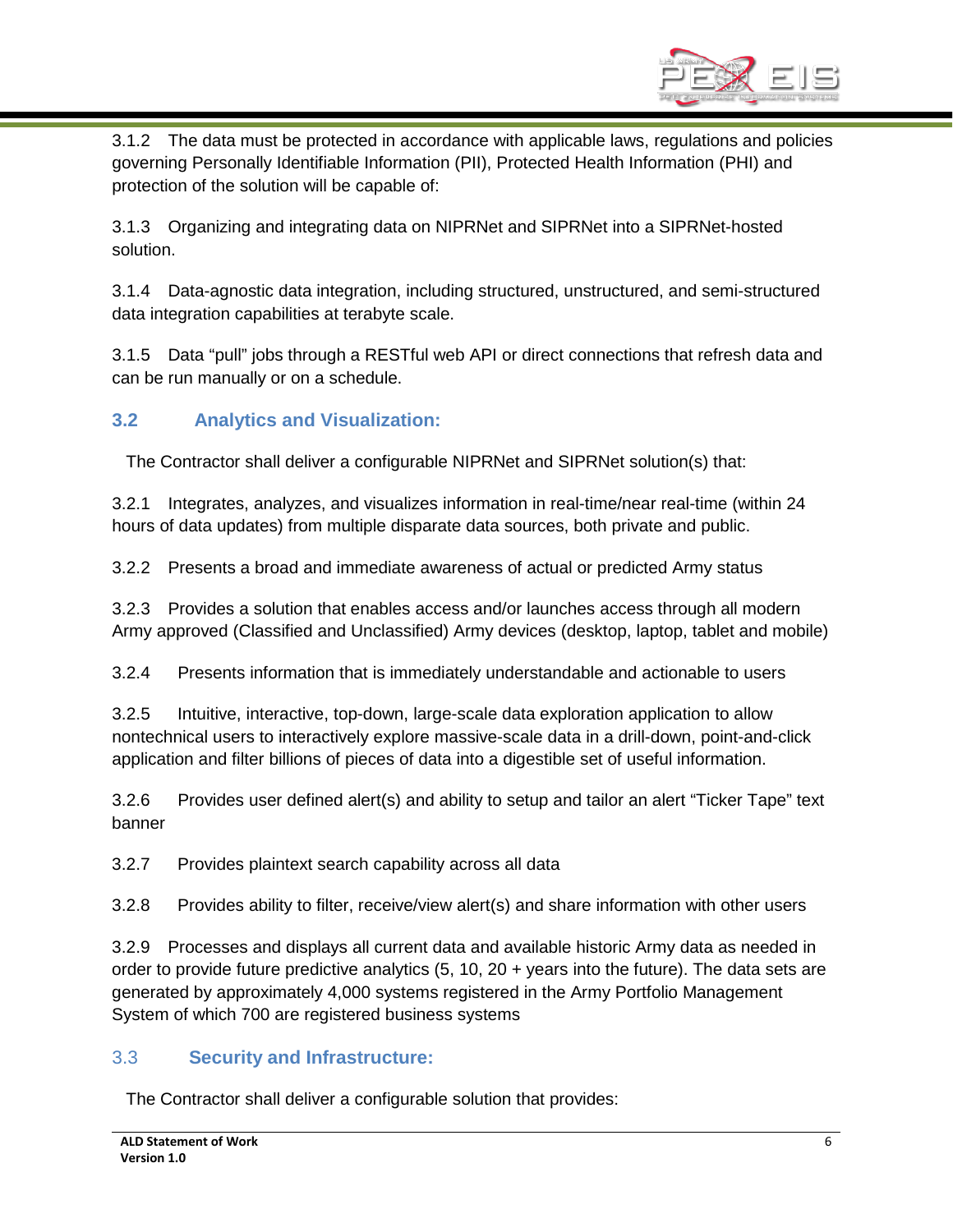3.1.2 The data must be protected in accordance with applicable laws, regulations and policies governing Personally Identifiable Information (PII), Protected Health Information (PHI) and protection of the solution will be capable of:

3.1.3 Organizing and integrating data on NIPRNet and SIPRNet into a SIPRNet-hosted solution.

3.1.4 Data-agnostic data integration, including structured, unstructured, and semi-structured data integration capabilities at terabyte scale.

3.1.5 Data "pull" jobs through a RESTful web API or direct connections that refresh data and can be run manually or on a schedule.

## 3.2 Analytics and Visualization:

The Contractor shall deliver a configurable NIPRNet and SIPRNet solution(s) that:

3.2.1 Integrates, analyzes, and visualizes information in real-time/near real-time (within 24 hours of data updates) from multiple disparate data sources, both private and public.

3.2.2 Presents a broad and immediate awareness of actual or predicted Army status

3.2.3 Provides a solution that enables access and/or launches access through all modern Army approved (Classified and Unclassified) Army devices (desktop, laptop, tablet and mobile)

3.2.4 Presents information that is immediately understandable and actionable to users

3.2.5 Intuitive, interactive, top-down, large-scale data exploration application to allow nontechnical users to interactively explore massive-scale data in a drill-down, point-and-click application and filter billions of pieces of data into a digestible set of useful information.

3.2.6 Provides user defined alert(s) and ability to setup and tailor an alert "Ticker Tape" text banner

3.2.7 Provides plaintext search capability across all data

3.2.8 Provides ability to filter, receive/view alert(s) and share information with other users

3.2.9 Processes and displays all current data and available historic Army data as needed in order to provide future predictive analytics (5, 10, 20 + years into the future). The data sets are generated by approximately 4,000 systems registered in the Army Portfolio Management System of which 700 are registered business systems

## 3.3 Security and Infrastructure:

The Contractor shall deliver a configurable solution that provides: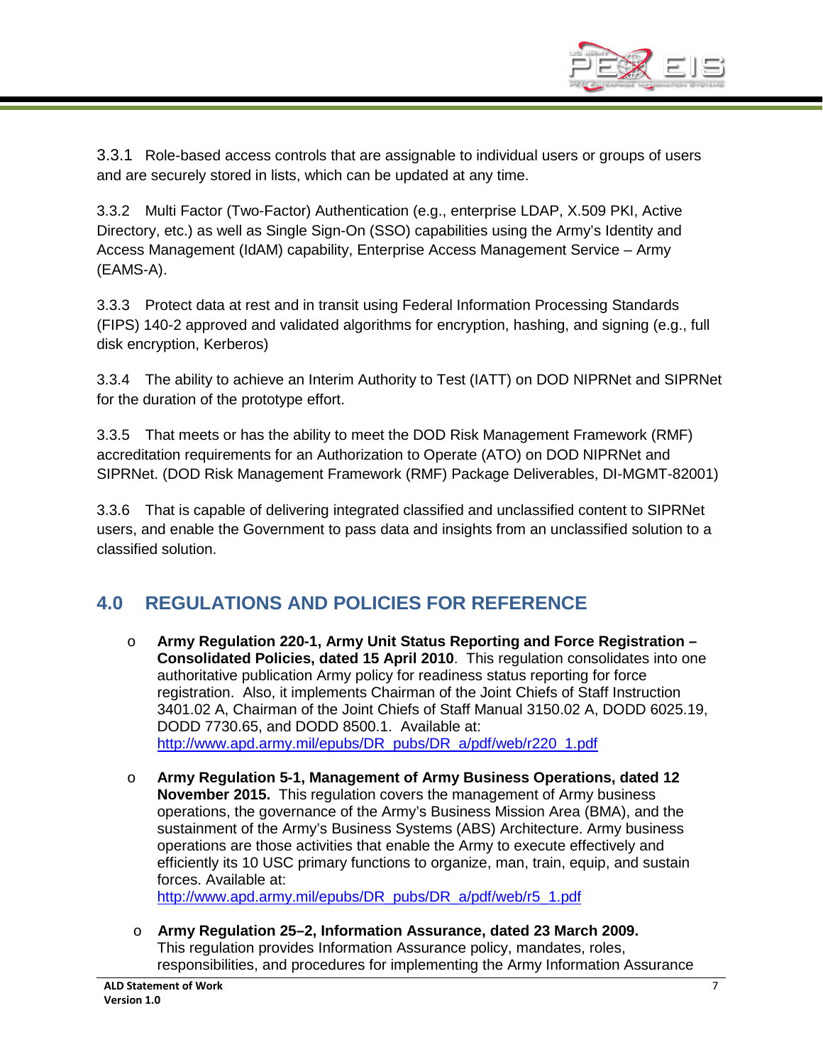3.3.1 Role-based access controls that are assignable to individual users or groups of users and are securely stored in lists, which can be updated at any time.

3.3.2 Multi Factor (Two-Factor) Authentication (e.g., enterprise LDAP, X.509 PKI, Active Directory, etc.) as well as Single Sign-On (SSO) capabilities using the Army's Identity and Access Management (IdAM) capability, Enterprise Access Management Service – Army (EAMS-A).

3.3.3 Protect data at rest and in transit using Federal Information Processing Standards (FIPS) 140-2 approved and validated algorithms for encryption, hashing, and signing (e.g., full disk encryption, Kerberos)

3.3.4 The ability to achieve an Interim Authority to Test (IATT) on DOD NIPRNet and SIPRNet for the duration of the prototype effort.

3.3.5 That meets or has the ability to meet the DOD Risk Management Framework (RMF) accreditation requirements for an Authorization to Operate (ATO) on DOD NIPRNet and SIPRNet. (DOD Risk Management Framework (RMF) Package Deliverables, DI-MGMT-82001)

3.3.6 That is capable of delivering integrated classified and unclassified content to SIPRNet users, and enable the Government to pass data and insights from an unclassified solution to a classified solution.

## 4.0 REGULATIONS AND POLICIES FOR REFERENCE

- **Army Regulation 220-1, Army Unit Status Reporting and Force Registration – Consolidated Policies, dated 15 April 2010**. This regulation consolidates into one authoritative publication Army policy for readiness status reporting for force registration. Also, it implements Chairman of the Joint Chiefs of Staff Instruction 3401.02 A, Chairman of the Joint Chiefs of Staff Manual 3150.02 A, DODD 6025.19, DODD 7730.65, and DODD 8500.1. Available at: http://www.apd.army.mil/epubs/DR_pubs/DR_a/pdf/web/r220_1.pdf

- **Army Regulation 5-1, Management of Army Business Operations, dated 12 November 2015.** This regulation covers the management of Army business operations, the governance of the Army's Business Mission Area (BMA), and the sustainment of the Army's Business Systems (ABS) Architecture. Army business operations are those activities that enable the Army to execute effectively and efficiently its 10 USC primary functions to organize, man, train, equip, and sustain forces. Available at: http://www.apd.army.mil/epubs/DR_pubs/DR_a/pdf/web/r5_1.pdf

- **Army Regulation 25–2, Information Assurance, dated 23 March 2009.** This regulation provides Information Assurance policy, mandates, roles, responsibilities, and procedures for implementing the Army Information Assurance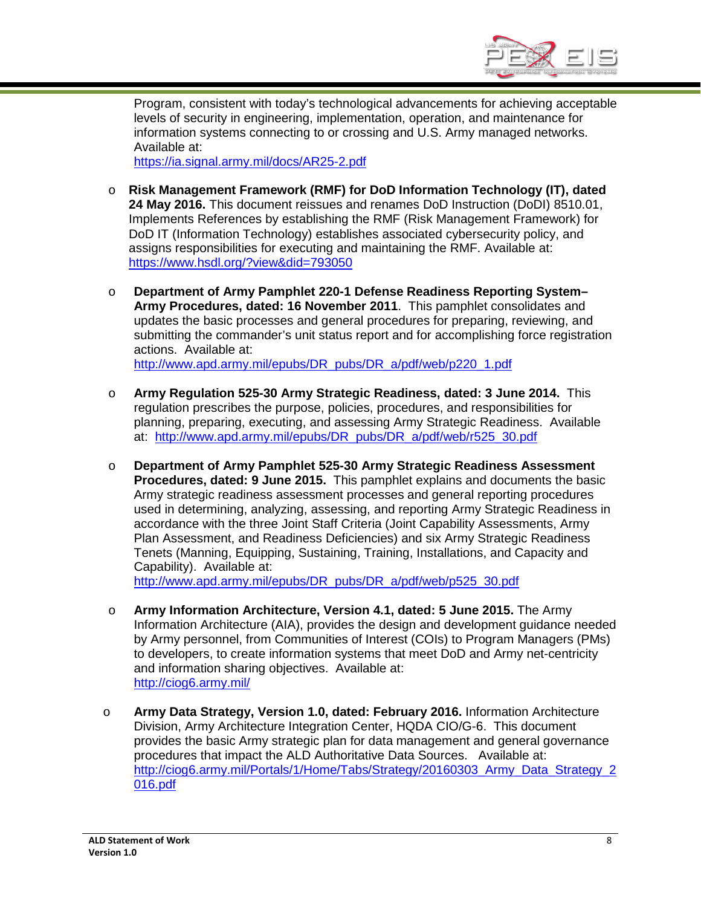Program, consistent with today's technological advancements for achieving acceptable levels of security in engineering, implementation, operation, and maintenance for information systems connecting to or crossing and U.S. Army managed networks. Available at:
https://ia.signal.army.mil/docs/AR25-2.pdf

- **Risk Management Framework (RMF) for DoD Information Technology (IT), dated 24 May 2016.** This document reissues and renames DoD Instruction (DoDI) 8510.01, Implements References by establishing the RMF (Risk Management Framework) for DoD IT (Information Technology) establishes associated cybersecurity policy, and assigns responsibilities for executing and maintaining the RMF. Available at: https://www.hsdl.org/?view&did=793050

- **Department of Army Pamphlet 220-1 Defense Readiness Reporting System–Army Procedures, dated: 16 November 2011**. This pamphlet consolidates and updates the basic processes and general procedures for preparing, reviewing, and submitting the commander's unit status report and for accomplishing force registration actions. Available at:
http://www.apd.army.mil/epubs/DR_pubs/DR_a/pdf/web/p220_1.pdf

- **Army Regulation 525-30 Army Strategic Readiness, dated: 3 June 2014.** This regulation prescribes the purpose, policies, procedures, and responsibilities for planning, preparing, executing, and assessing Army Strategic Readiness. Available at: http://www.apd.army.mil/epubs/DR_pubs/DR_a/pdf/web/r525_30.pdf

- **Department of Army Pamphlet 525-30 Army Strategic Readiness Assessment Procedures, dated: 9 June 2015.** This pamphlet explains and documents the basic Army strategic readiness assessment processes and general reporting procedures used in determining, analyzing, assessing, and reporting Army Strategic Readiness in accordance with the three Joint Staff Criteria (Joint Capability Assessments, Army Plan Assessment, and Readiness Deficiencies) and six Army Strategic Readiness Tenets (Manning, Equipping, Sustaining, Training, Installations, and Capacity and Capability). Available at:
http://www.apd.army.mil/epubs/DR_pubs/DR_a/pdf/web/p525_30.pdf

- **Army Information Architecture, Version 4.1, dated: 5 June 2015.** The Army Information Architecture (AIA), provides the design and development guidance needed by Army personnel, from Communities of Interest (COIs) to Program Managers (PMs) to developers, to create information systems that meet DoD and Army net-centricity and information sharing objectives. Available at:
http://ciog6.army.mil/

- **Army Data Strategy, Version 1.0, dated: February 2016.** Information Architecture Division, Army Architecture Integration Center, HQDA CIO/G-6. This document provides the basic Army strategic plan for data management and general governance procedures that impact the ALD Authoritative Data Sources. Available at:
http://ciog6.army.mil/Portals/1/Home/Tabs/Strategy/20160303_Army_Data_Strategy_2016.pdf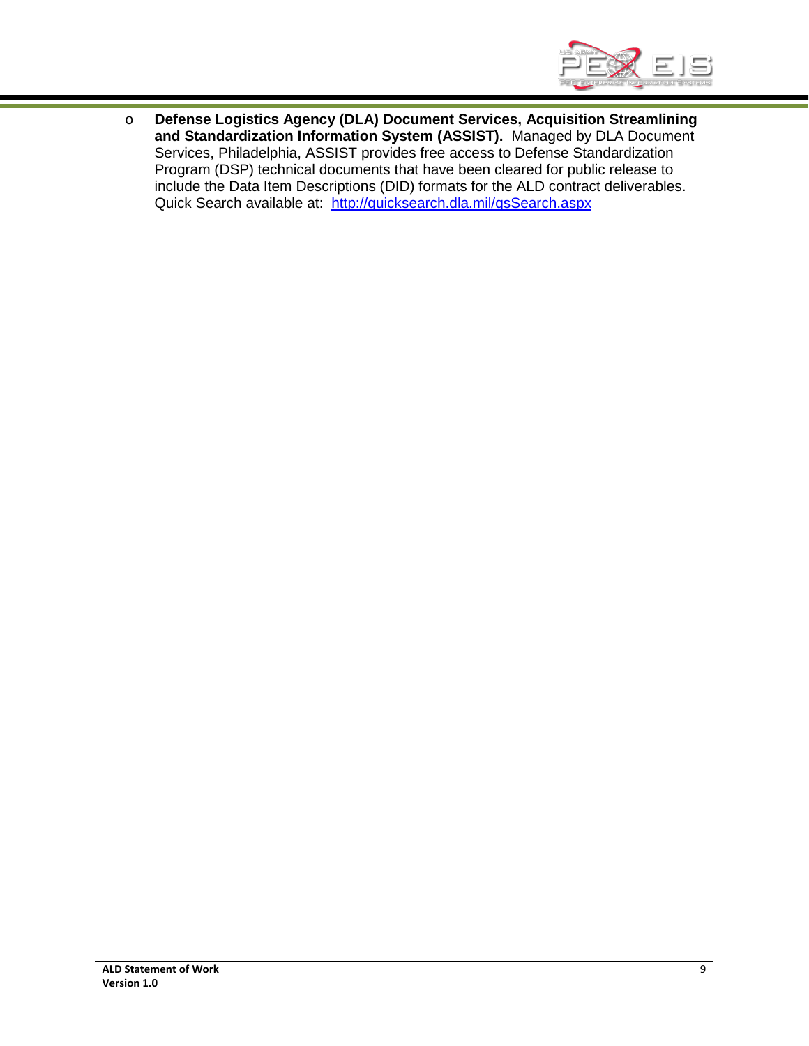- **Defense Logistics Agency (DLA) Document Services, Acquisition Streamlining and Standardization Information System (ASSIST).** Managed by DLA Document Services, Philadelphia, ASSIST provides free access to Defense Standardization Program (DSP) technical documents that have been cleared for public release to include the Data Item Descriptions (DID) formats for the ALD contract deliverables. Quick Search available at: [http://quicksearch.dla.mil/qsSearch.aspx](http://quicksearch.dla.mil/qsSearch.aspx)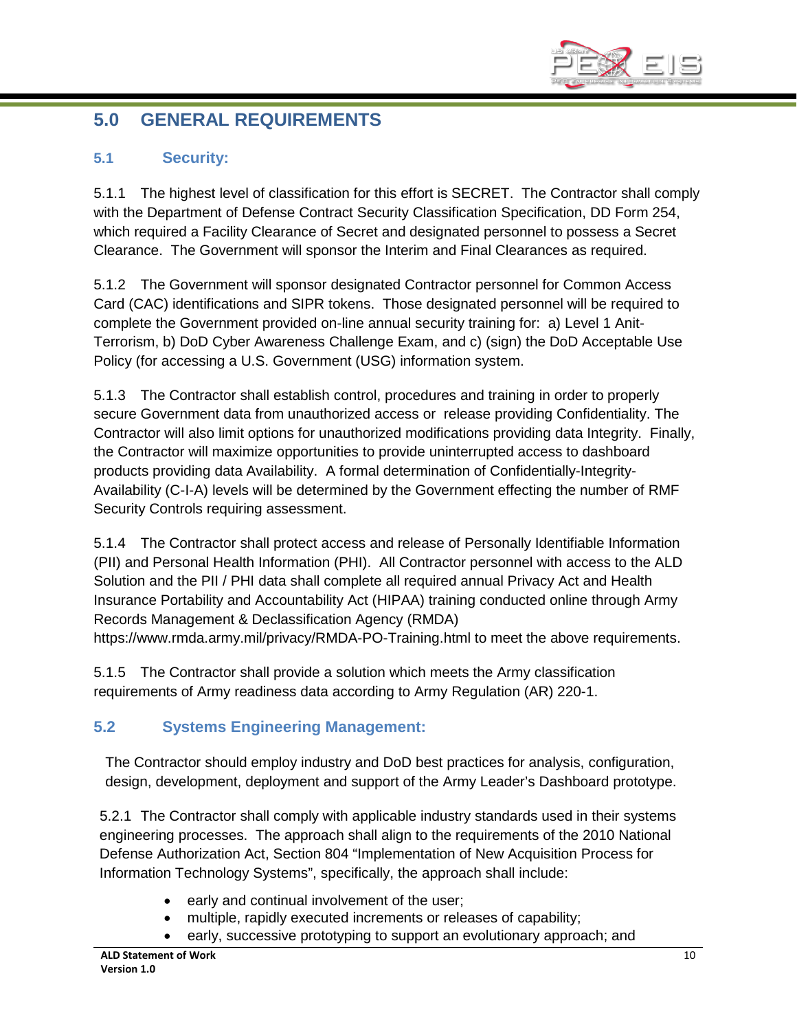## 5.0 GENERAL REQUIREMENTS

### 5.1 Security:

5.1.1 The highest level of classification for this effort is SECRET. The Contractor shall comply with the Department of Defense Contract Security Classification Specification, DD Form 254, which required a Facility Clearance of Secret and designated personnel to possess a Secret Clearance. The Government will sponsor the Interim and Final Clearances as required.

5.1.2 The Government will sponsor designated Contractor personnel for Common Access Card (CAC) identifications and SIPR tokens. Those designated personnel will be required to complete the Government provided on-line annual security training for: a) Level 1 Anit-Terrorism, b) DoD Cyber Awareness Challenge Exam, and c) (sign) the DoD Acceptable Use Policy (for accessing a U.S. Government (USG) information system.

5.1.3 The Contractor shall establish control, procedures and training in order to properly secure Government data from unauthorized access or release providing Confidentiality. The Contractor will also limit options for unauthorized modifications providing data Integrity. Finally, the Contractor will maximize opportunities to provide uninterrupted access to dashboard products providing data Availability. A formal determination of Confidentially-Integrity-Availability (C-I-A) levels will be determined by the Government effecting the number of RMF Security Controls requiring assessment.

5.1.4 The Contractor shall protect access and release of Personally Identifiable Information (PII) and Personal Health Information (PHI). All Contractor personnel with access to the ALD Solution and the PII / PHI data shall complete all required annual Privacy Act and Health Insurance Portability and Accountability Act (HIPAA) training conducted online through Army Records Management & Declassification Agency (RMDA) https://www.rmda.army.mil/privacy/RMDA-PO-Training.html to meet the above requirements.

5.1.5 The Contractor shall provide a solution which meets the Army classification requirements of Army readiness data according to Army Regulation (AR) 220-1.

### 5.2 Systems Engineering Management:

The Contractor should employ industry and DoD best practices for analysis, configuration, design, development, deployment and support of the Army Leader's Dashboard prototype.

5.2.1 The Contractor shall comply with applicable industry standards used in their systems engineering processes. The approach shall align to the requirements of the 2010 National Defense Authorization Act, Section 804 "Implementation of New Acquisition Process for Information Technology Systems", specifically, the approach shall include:

- early and continual involvement of the user;
- multiple, rapidly executed increments or releases of capability;
- early, successive prototyping to support an evolutionary approach; and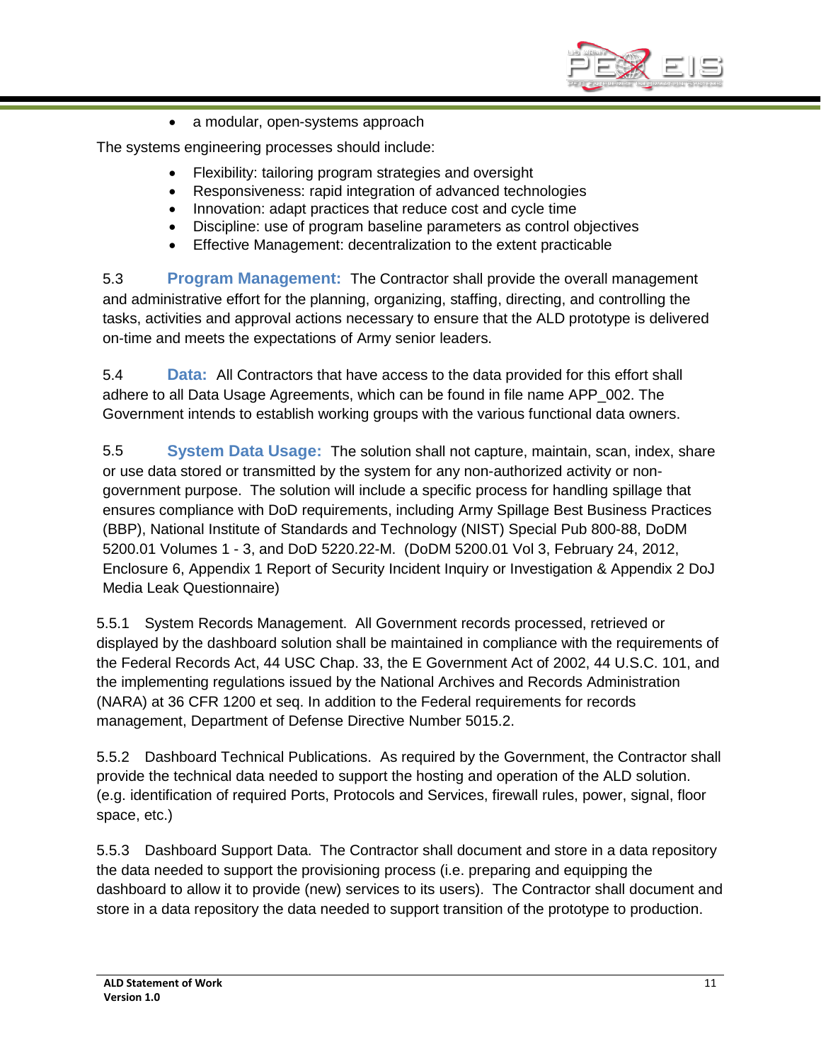- a modular, open-systems approach

The systems engineering processes should include:

- Flexibility: tailoring program strategies and oversight
- Responsiveness: rapid integration of advanced technologies
- Innovation: adapt practices that reduce cost and cycle time
- Discipline: use of program baseline parameters as control objectives
- Effective Management: decentralization to the extent practicable

5.3 **Program Management:** The Contractor shall provide the overall management and administrative effort for the planning, organizing, staffing, directing, and controlling the tasks, activities and approval actions necessary to ensure that the ALD prototype is delivered on-time and meets the expectations of Army senior leaders.

5.4 **Data:** All Contractors that have access to the data provided for this effort shall adhere to all Data Usage Agreements, which can be found in file name APP_002. The Government intends to establish working groups with the various functional data owners.

5.5 **System Data Usage:** The solution shall not capture, maintain, scan, index, share or use data stored or transmitted by the system for any non-authorized activity or non-government purpose. The solution will include a specific process for handling spillage that ensures compliance with DoD requirements, including Army Spillage Best Business Practices (BBP), National Institute of Standards and Technology (NIST) Special Pub 800-88, DoDM 5200.01 Volumes 1 - 3, and DoD 5220.22-M. (DoDM 5200.01 Vol 3, February 24, 2012, Enclosure 6, Appendix 1 Report of Security Incident Inquiry or Investigation & Appendix 2 DoJ Media Leak Questionnaire)

5.5.1 System Records Management. All Government records processed, retrieved or displayed by the dashboard solution shall be maintained in compliance with the requirements of the Federal Records Act, 44 USC Chap. 33, the E Government Act of 2002, 44 U.S.C. 101, and the implementing regulations issued by the National Archives and Records Administration (NARA) at 36 CFR 1200 et seq. In addition to the Federal requirements for records management, Department of Defense Directive Number 5015.2.

5.5.2 Dashboard Technical Publications. As required by the Government, the Contractor shall provide the technical data needed to support the hosting and operation of the ALD solution. (e.g. identification of required Ports, Protocols and Services, firewall rules, power, signal, floor space, etc.)

5.5.3 Dashboard Support Data. The Contractor shall document and store in a data repository the data needed to support the provisioning process (i.e. preparing and equipping the dashboard to allow it to provide (new) services to its users). The Contractor shall document and store in a data repository the data needed to support transition of the prototype to production.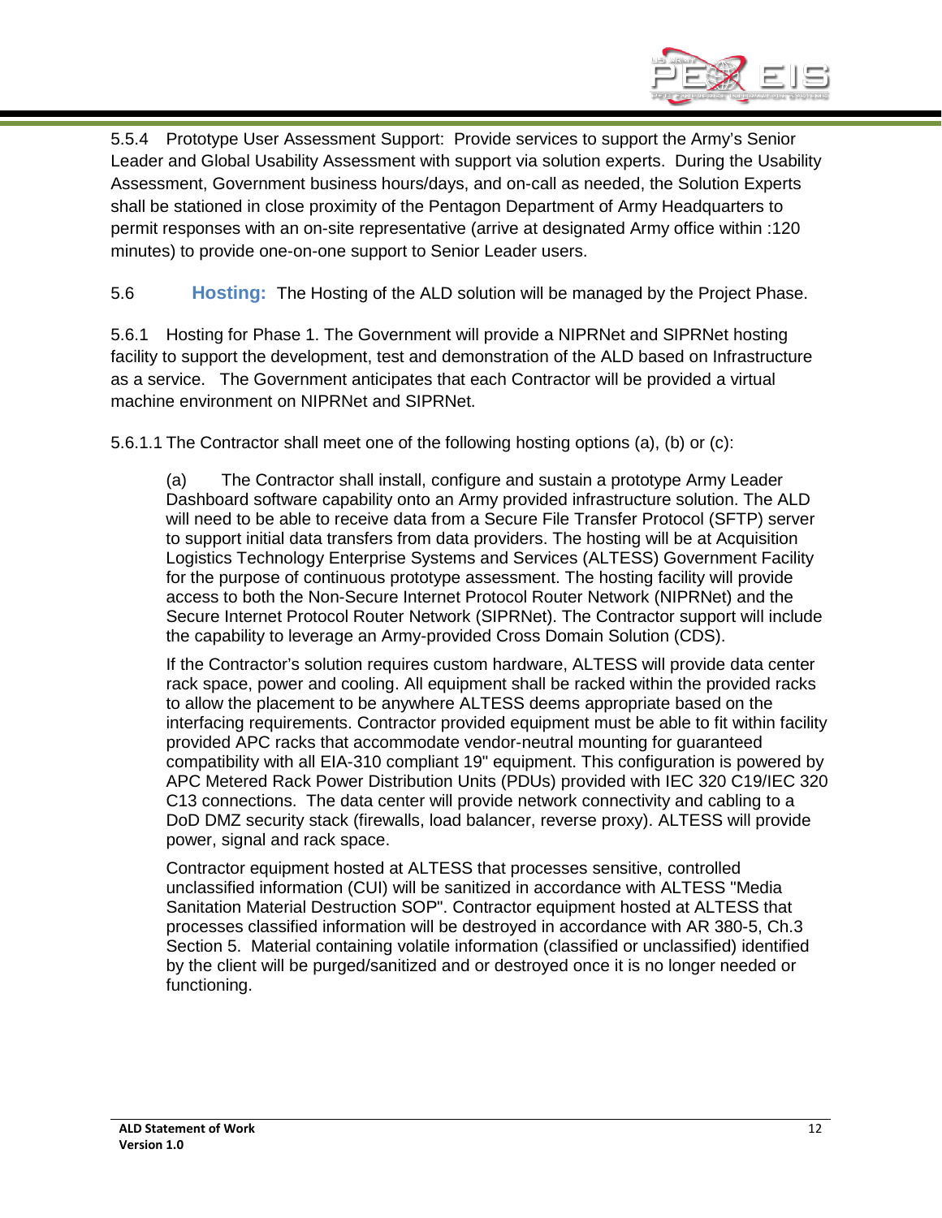5.5.4 Prototype User Assessment Support: Provide services to support the Army's Senior Leader and Global Usability Assessment with support via solution experts. During the Usability Assessment, Government business hours/days, and on-call as needed, the Solution Experts shall be stationed in close proximity of the Pentagon Department of Army Headquarters to permit responses with an on-site representative (arrive at designated Army office within :120 minutes) to provide one-on-one support to Senior Leader users.

5.6 **Hosting:** The Hosting of the ALD solution will be managed by the Project Phase.

5.6.1 Hosting for Phase 1. The Government will provide a NIPRNet and SIPRNet hosting facility to support the development, test and demonstration of the ALD based on Infrastructure as a service. The Government anticipates that each Contractor will be provided a virtual machine environment on NIPRNet and SIPRNet.

5.6.1.1 The Contractor shall meet one of the following hosting options (a), (b) or (c):

(a) The Contractor shall install, configure and sustain a prototype Army Leader Dashboard software capability onto an Army provided infrastructure solution. The ALD will need to be able to receive data from a Secure File Transfer Protocol (SFTP) server to support initial data transfers from data providers. The hosting will be at Acquisition Logistics Technology Enterprise Systems and Services (ALTESS) Government Facility for the purpose of continuous prototype assessment. The hosting facility will provide access to both the Non-Secure Internet Protocol Router Network (NIPRNet) and the Secure Internet Protocol Router Network (SIPRNet). The Contractor support will include the capability to leverage an Army-provided Cross Domain Solution (CDS).

If the Contractor's solution requires custom hardware, ALTESS will provide data center rack space, power and cooling. All equipment shall be racked within the provided racks to allow the placement to be anywhere ALTESS deems appropriate based on the interfacing requirements. Contractor provided equipment must be able to fit within facility provided APC racks that accommodate vendor-neutral mounting for guaranteed compatibility with all EIA-310 compliant 19" equipment. This configuration is powered by APC Metered Rack Power Distribution Units (PDUs) provided with IEC 320 C19/IEC 320 C13 connections. The data center will provide network connectivity and cabling to a DoD DMZ security stack (firewalls, load balancer, reverse proxy). ALTESS will provide power, signal and rack space.

Contractor equipment hosted at ALTESS that processes sensitive, controlled unclassified information (CUI) will be sanitized in accordance with ALTESS "Media Sanitation Material Destruction SOP". Contractor equipment hosted at ALTESS that processes classified information will be destroyed in accordance with AR 380-5, Ch.3 Section 5. Material containing volatile information (classified or unclassified) identified by the client will be purged/sanitized and or destroyed once it is no longer needed or functioning.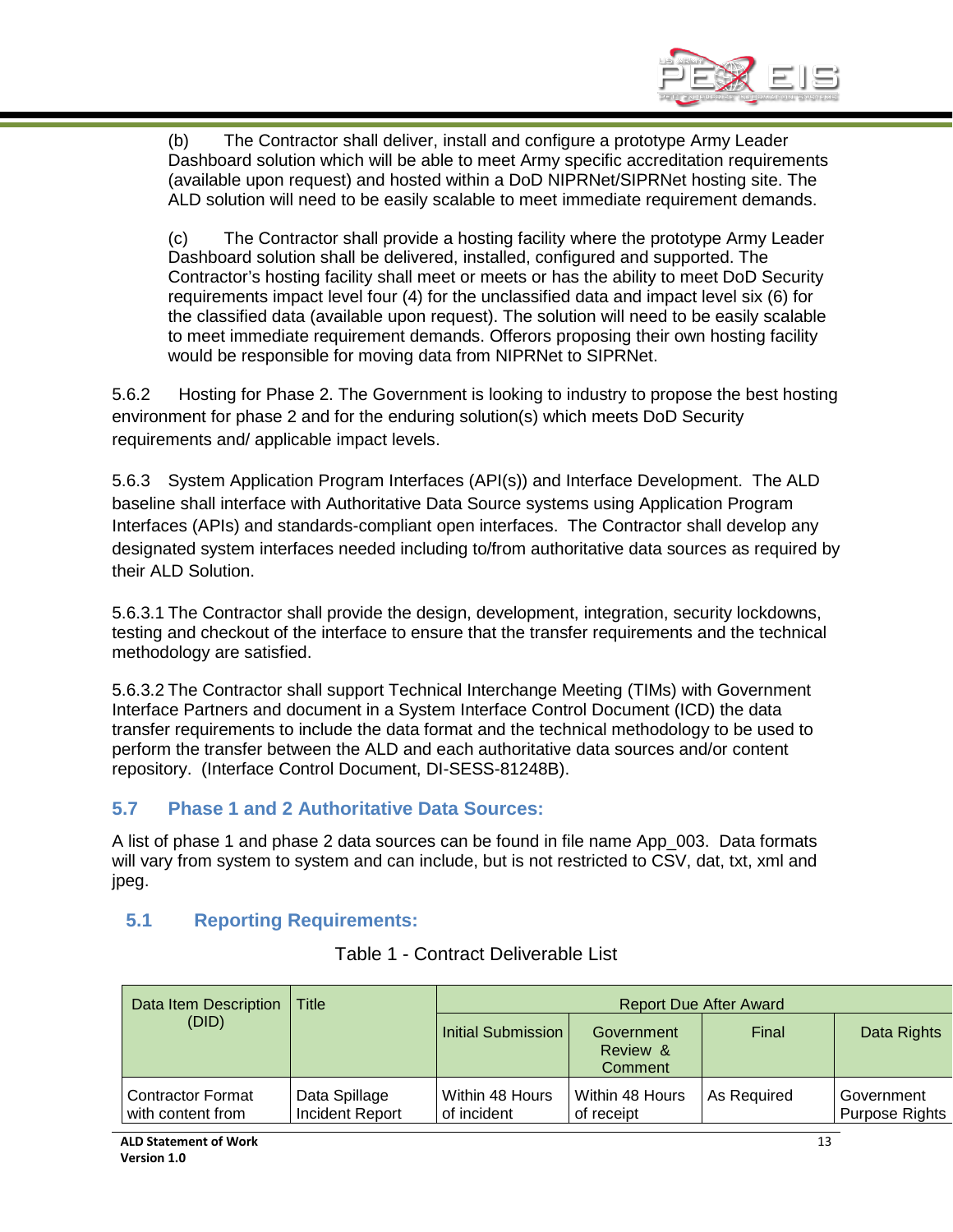(b) The Contractor shall deliver, install and configure a prototype Army Leader Dashboard solution which will be able to meet Army specific accreditation requirements (available upon request) and hosted within a DoD NIPRNet/SIPRNet hosting site. The ALD solution will need to be easily scalable to meet immediate requirement demands.

(c) The Contractor shall provide a hosting facility where the prototype Army Leader Dashboard solution shall be delivered, installed, configured and supported. The Contractor's hosting facility shall meet or meets or has the ability to meet DoD Security requirements impact level four (4) for the unclassified data and impact level six (6) for the classified data (available upon request). The solution will need to be easily scalable to meet immediate requirement demands. Offerors proposing their own hosting facility would be responsible for moving data from NIPRNet to SIPRNet.

5.6.2 Hosting for Phase 2. The Government is looking to industry to propose the best hosting environment for phase 2 and for the enduring solution(s) which meets DoD Security requirements and/ applicable impact levels.

5.6.3 System Application Program Interfaces (API(s)) and Interface Development. The ALD baseline shall interface with Authoritative Data Source systems using Application Program Interfaces (APIs) and standards-compliant open interfaces. The Contractor shall develop any designated system interfaces needed including to/from authoritative data sources as required by their ALD Solution.

5.6.3.1 The Contractor shall provide the design, development, integration, security lockdowns, testing and checkout of the interface to ensure that the transfer requirements and the technical methodology are satisfied.

5.6.3.2 The Contractor shall support Technical Interchange Meeting (TIMs) with Government Interface Partners and document in a System Interface Control Document (ICD) the data transfer requirements to include the data format and the technical methodology to be used to perform the transfer between the ALD and each authoritative data sources and/or content repository. (Interface Control Document, DI-SESS-81248B).

## 5.7 Phase 1 and 2 Authoritative Data Sources:

A list of phase 1 and phase 2 data sources can be found in file name App_003. Data formats will vary from system to system and can include, but is not restricted to CSV, dat, txt, xml and jpeg.

## 5.1 Reporting Requirements:

Table 1 - Contract Deliverable List

| Data Item Description (DID) | Title | Report Due After Award | | | |
|---|---|---|---|---|---|
| | | Initial Submission | Government Review & Comment | Final | Data Rights |
| Contractor Format with content from | Data Spillage Incident Report | Within 48 Hours of incident | Within 48 Hours of receipt | As Required | Government Purpose Rights |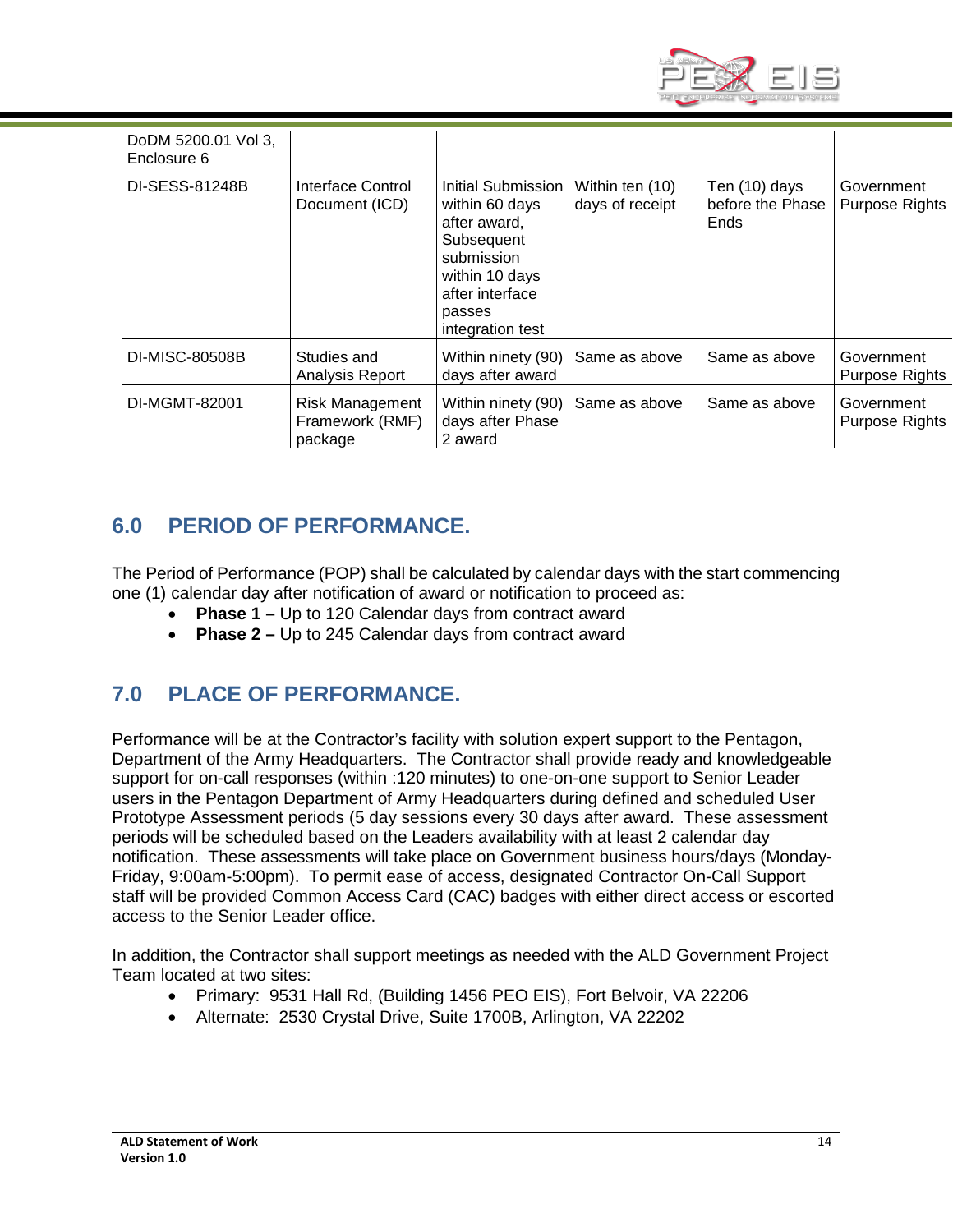| DoDM 5200.01 Vol 3, Enclosure 6 | | | | | |
|---|---|---|---|---|---|
| DI-SESS-81248B | Interface Control Document (ICD) | Initial Submission within 60 days after award, Subsequent submission within 10 days after interface passes integration test | Within ten (10) days of receipt | Ten (10) days before the Phase Ends | Government Purpose Rights |
| DI-MISC-80508B | Studies and Analysis Report | Within ninety (90) days after award | Same as above | Same as above | Government Purpose Rights |
| DI-MGMT-82001 | Risk Management Framework (RMF) package | Within ninety (90) days after Phase 2 award | Same as above | Same as above | Government Purpose Rights |

## 6.0 PERIOD OF PERFORMANCE.

The Period of Performance (POP) shall be calculated by calendar days with the start commencing one (1) calendar day after notification of award or notification to proceed as:

- **Phase 1 –** Up to 120 Calendar days from contract award
- **Phase 2 –** Up to 245 Calendar days from contract award

## 7.0 PLACE OF PERFORMANCE.

Performance will be at the Contractor's facility with solution expert support to the Pentagon, Department of the Army Headquarters. The Contractor shall provide ready and knowledgeable support for on-call responses (within :120 minutes) to one-on-one support to Senior Leader users in the Pentagon Department of Army Headquarters during defined and scheduled User Prototype Assessment periods (5 day sessions every 30 days after award. These assessment periods will be scheduled based on the Leaders availability with at least 2 calendar day notification. These assessments will take place on Government business hours/days (Monday-Friday, 9:00am-5:00pm). To permit ease of access, designated Contractor On-Call Support staff will be provided Common Access Card (CAC) badges with either direct access or escorted access to the Senior Leader office.

In addition, the Contractor shall support meetings as needed with the ALD Government Project Team located at two sites:

- Primary: 9531 Hall Rd, (Building 1456 PEO EIS), Fort Belvoir, VA 22206
- Alternate: 2530 Crystal Drive, Suite 1700B, Arlington, VA 22202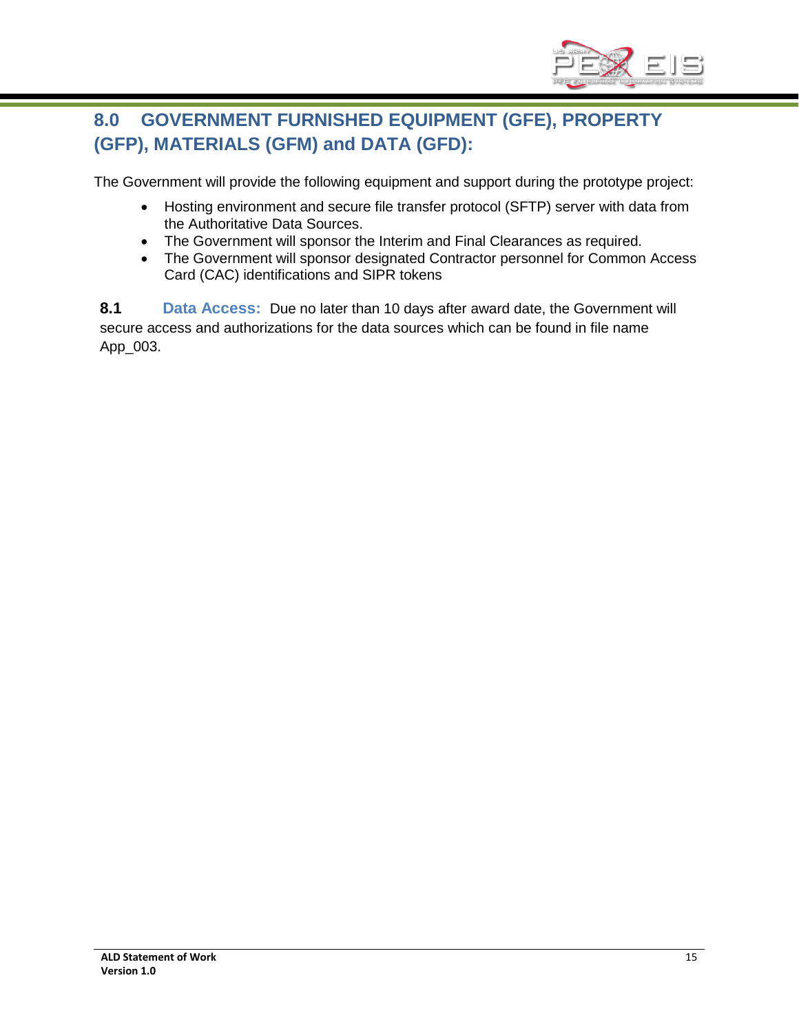## 8.0 GOVERNMENT FURNISHED EQUIPMENT (GFE), PROPERTY (GFP), MATERIALS (GFM) and DATA (GFD):

The Government will provide the following equipment and support during the prototype project:

- Hosting environment and secure file transfer protocol (SFTP) server with data from the Authoritative Data Sources.
- The Government will sponsor the Interim and Final Clearances as required.
- The Government will sponsor designated Contractor personnel for Common Access Card (CAC) identifications and SIPR tokens

**8.1 Data Access:** Due no later than 10 days after award date, the Government will secure access and authorizations for the data sources which can be found in file name App_003.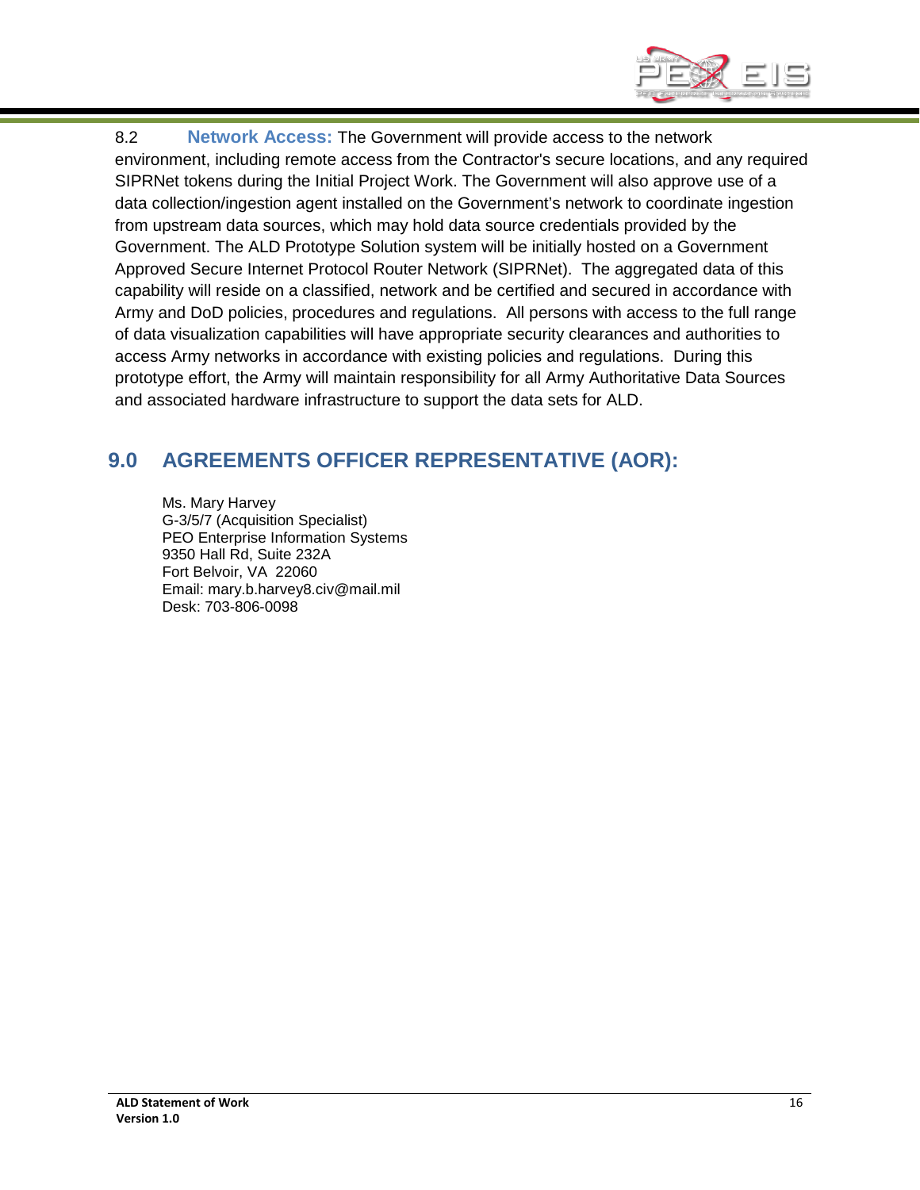8.2 **Network Access:** The Government will provide access to the network environment, including remote access from the Contractor's secure locations, and any required SIPRNet tokens during the Initial Project Work. The Government will also approve use of a data collection/ingestion agent installed on the Government's network to coordinate ingestion from upstream data sources, which may hold data source credentials provided by the Government. The ALD Prototype Solution system will be initially hosted on a Government Approved Secure Internet Protocol Router Network (SIPRNet). The aggregated data of this capability will reside on a classified, network and be certified and secured in accordance with Army and DoD policies, procedures and regulations. All persons with access to the full range of data visualization capabilities will have appropriate security clearances and authorities to access Army networks in accordance with existing policies and regulations. During this prototype effort, the Army will maintain responsibility for all Army Authoritative Data Sources and associated hardware infrastructure to support the data sets for ALD.

## 9.0 AGREEMENTS OFFICER REPRESENTATIVE (AOR):

Ms. Mary Harvey
G-3/5/7 (Acquisition Specialist)
PEO Enterprise Information Systems
9350 Hall Rd, Suite 232A
Fort Belvoir, VA 22060
Email: mary.b.harvey8.civ@mail.mil
Desk: 703-806-0098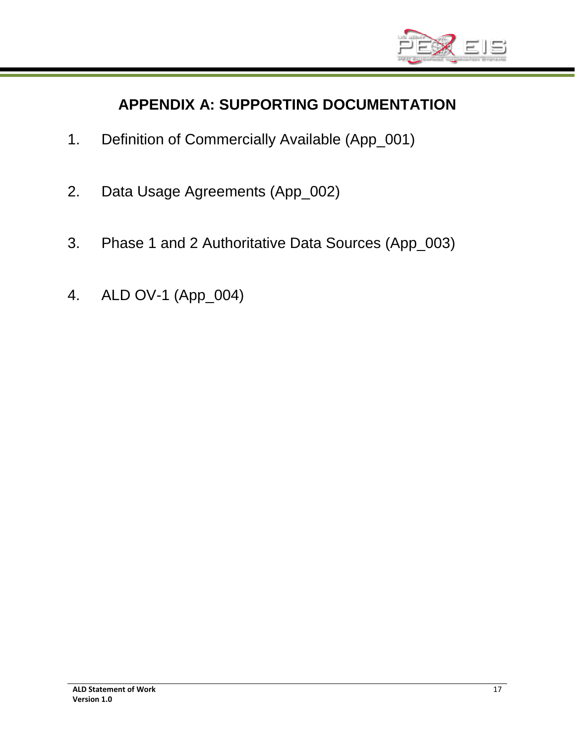# APPENDIX A: SUPPORTING DOCUMENTATION

1. Definition of Commercially Available (App_001)

2. Data Usage Agreements (App_002)

3. Phase 1 and 2 Authoritative Data Sources (App_003)

4. ALD OV-1 (App_004)